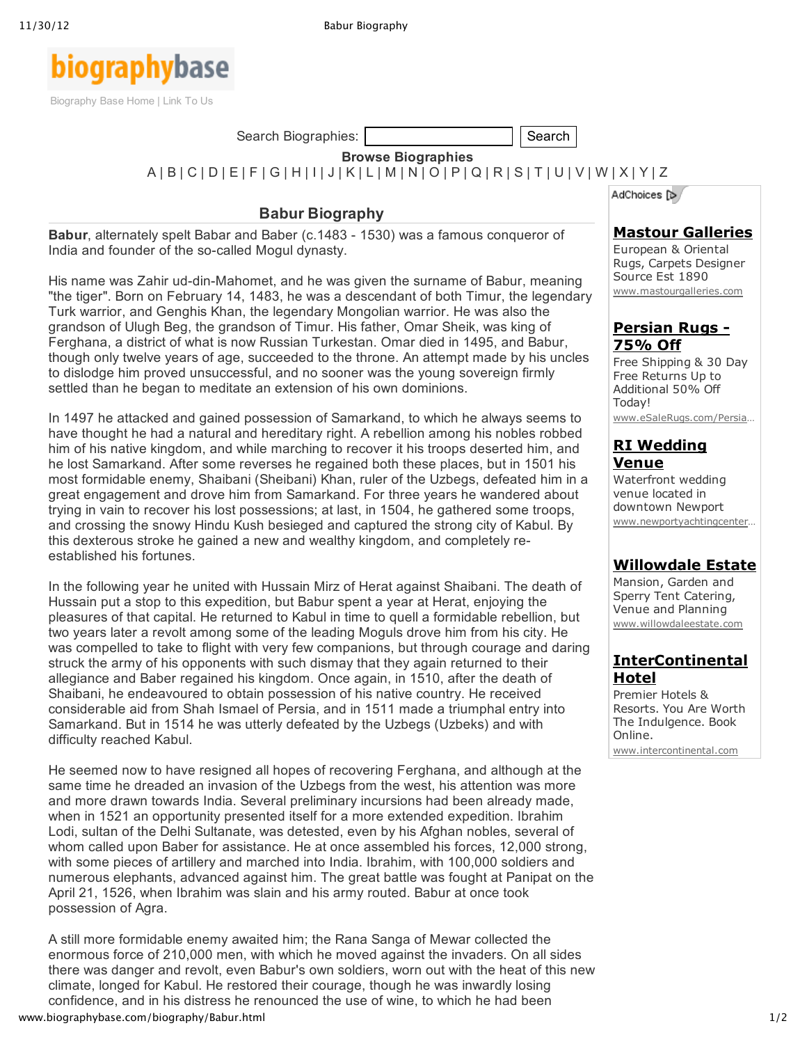# Babur Biography

**Babur**, alternately spelt Babar and Baber (c.1483 - 1530) was a famous conqueror of India and founder of the so-called Mogul dynasty.

His name was Zahir ud-din-Mahomet, and he was given the surname of Babur, meaning "the tiger". Born on February 14, 1483, he was a descendant of both Timur, the legendary Turk warrior, and Genghis Khan, the legendary Mongolian warrior. He was also the grandson of Ulugh Beg, the grandson of Timur. His father, Omar Sheik, was king of Ferghana, a district of what is now Russian Turkestan. Omar died in 1495, and Babur, though only twelve years of age, succeeded to the throne. An attempt made by his uncles to dislodge him proved unsuccessful, and no sooner was the young sovereign firmly settled than he began to meditate an extension of his own dominions.

In 1497 he attacked and gained possession of Samarkand, to which he always seems to have thought he had a natural and hereditary right. A rebellion among his nobles robbed him of his native kingdom, and while marching to recover it his troops deserted him, and he lost Samarkand. After some reverses he regained both these places, but in 1501 his most formidable enemy, Shaibani (Sheibani) Khan, ruler of the Uzbegs, defeated him in a great engagement and drove him from Samarkand. For three years he wandered about trying in vain to recover his lost possessions; at last, in 1504, he gathered some troops, and crossing the snowy Hindu Kush besieged and captured the strong city of Kabul. By this dexterous stroke he gained a new and wealthy kingdom, and completely re-established his fortunes.

In the following year he united with Hussain Mirz of Herat against Shaibani. The death of Hussain put a stop to this expedition, but Babur spent a year at Herat, enjoying the pleasures of that capital. He returned to Kabul in time to quell a formidable rebellion, but two years later a revolt among some of the leading Moguls drove him from his city. He was compelled to take to flight with very few companions, but through courage and daring struck the army of his opponents with such dismay that they again returned to their allegiance and Baber regained his kingdom. Once again, in 1510, after the death of Shaibani, he endeavoured to obtain possession of his native country. He received considerable aid from Shah Ismael of Persia, and in 1511 made a triumphal entry into Samarkand. But in 1514 he was utterly defeated by the Uzbegs (Uzbeks) and with difficulty reached Kabul.

He seemed now to have resigned all hopes of recovering Ferghana, and although at the same time he dreaded an invasion of the Uzbegs from the west, his attention was more and more drawn towards India. Several preliminary incursions had been already made, when in 1521 an opportunity presented itself for a more extended expedition. Ibrahim Lodi, sultan of the Delhi Sultanate, was detested, even by his Afghan nobles, several of whom called upon Baber for assistance. He at once assembled his forces, 12,000 strong, with some pieces of artillery and marched into India. Ibrahim, with 100,000 soldiers and numerous elephants, advanced against him. The great battle was fought at Panipat on the April 21, 1526, when Ibrahim was slain and his army routed. Babur at once took possession of Agra.

A still more formidable enemy awaited him; the Rana Sanga of Mewar collected the enormous force of 210,000 men, with which he moved against the invaders. On all sides there was danger and revolt, even Babur's own soldiers, worn out with the heat of this new climate, longed for Kabul. He restored their courage, though he was inwardly losing confidence, and in his distress he renounced the use of wine, to which he had been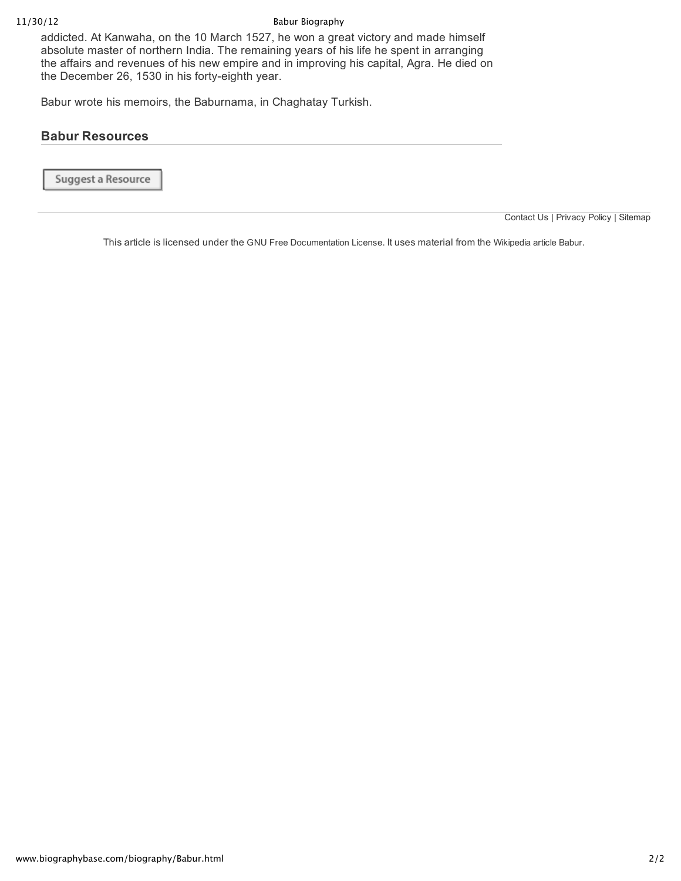addicted. At Kanwaha, on the 10 March 1527, he won a great victory and made himself absolute master of northern India. The remaining years of his life he spent in arranging the affairs and revenues of his new empire and in improving his capital, Agra. He died on the December 26, 1530 in his forty-eighth year.

Babur wrote his memoirs, the Baburnama, in Chaghatay Turkish.

## Babur Resources

Suggest a Resource

Contact Us | Privacy Policy | Sitemap

This article is licensed under the GNU Free Documentation License. It uses material from the Wikipedia article Babur.